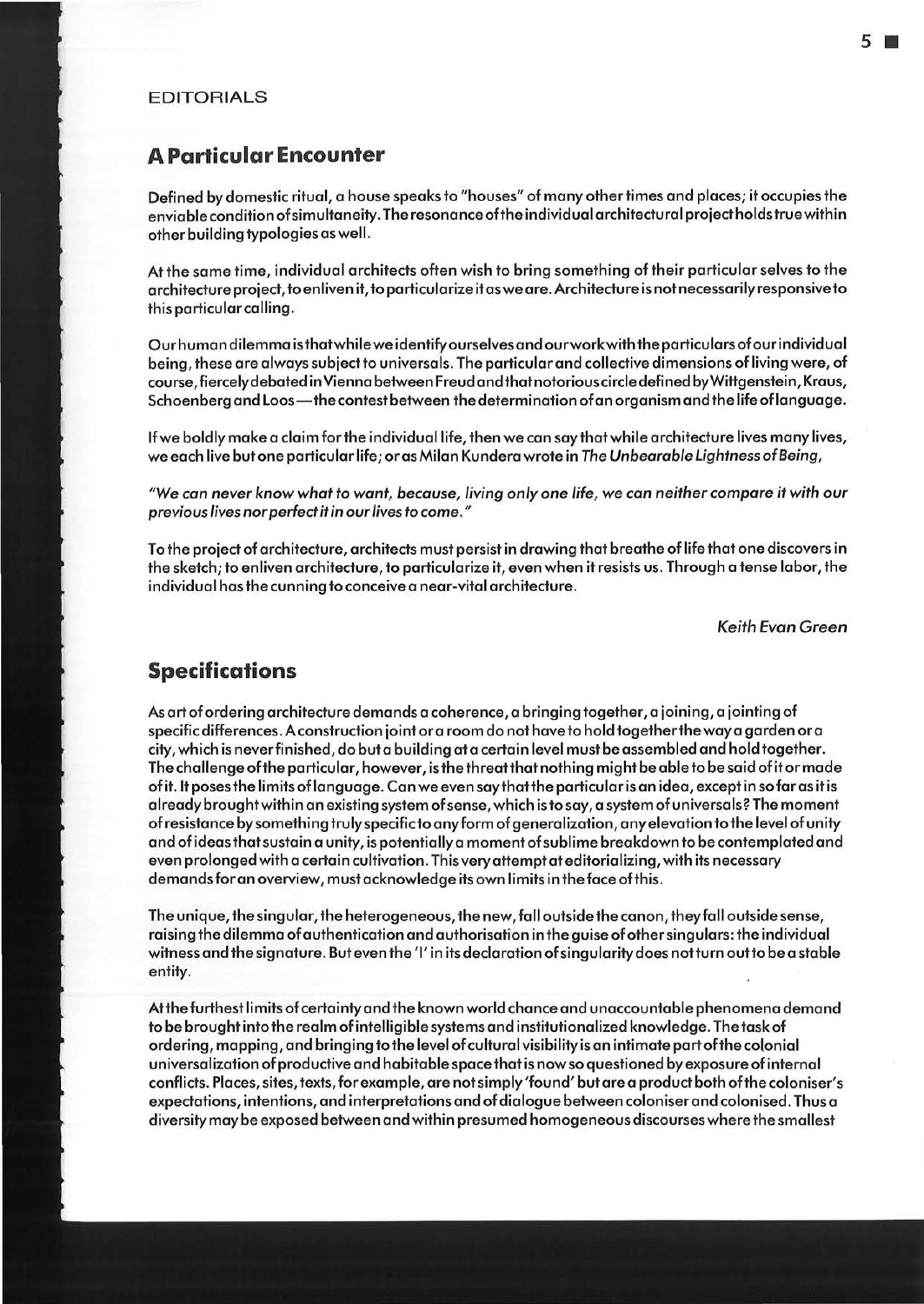EDITORIALS

## A Particular Encounter

Defined by domestic ritual, a house speaks to "houses" of many other times and places; it occupies the enviable condition of simultaneity. The resonance of the individual architectural project holds true within other building typologies as well.

At the same time, individual architects often wish to bring something of their particular selves to the architecture project, to enliven it, to particularize it as we are. Architecture is not necessarily responsive to this particular calling.

Our human dilemma is that while we identify ourselves and our work with the particulars of our individual being, these are always subject to universals. The particular and collective dimensions of living were, of course, fiercely debated in Vienna between Freud and that notorious circle defined by Wittgenstein, Kraus, Schoenberg and Loos—the contest between the determination of an organism and the life of language.

If we boldly make a claim for the individual life, then we can say that while architecture lives many lives, we each live but one particular life; or as Milan Kundera wrote in *The Unbearable Lightness of Being*,

*"We can never know what to want, because, living only one life, we can neither compare it with our previous lives nor perfect it in our lives to come."*

To the project of architecture, architects must persist in drawing that breathe of life that one discovers in the sketch; to enliven architecture, to particularize it, even when it resists us. Through a tense labor, the individual has the cunning to conceive a near-vital architecture.

*Keith Evan Green*

## Specifications

As art of ordering architecture demands a coherence, a bringing together, a joining, a jointing of specific differences. A construction joint or a room do not have to hold together the way a garden or a city, which is never finished, do but a building at a certain level must be assembled and hold together. The challenge of the particular, however, is the threat that nothing might be able to be said of it or made of it. It poses the limits of language. Can we even say that the particular is an idea, except in so far as it is already brought within an existing system of sense, which is to say, a system of universals? The moment of resistance by something truly specific to any form of generalization, any elevation to the level of unity and of ideas that sustain a unity, is potentially a moment of sublime breakdown to be contemplated and even prolonged with a certain cultivation. This very attempt at editorializing, with its necessary demands for an overview, must acknowledge its own limits in the face of this.

The unique, the singular, the heterogeneous, the new, fall outside the canon, they fall outside sense, raising the dilemma of authentication and authorisation in the guise of other singulars: the individual witness and the signature. But even the 'I' in its declaration of singularity does not turn out to be a stable entity.

At the furthest limits of certainty and the known world chance and unaccountable phenomena demand to be brought into the realm of intelligible systems and institutionalized knowledge. The task of ordering, mapping, and bringing to the level of cultural visibility is an intimate part of the colonial universalization of productive and habitable space that is now so questioned by exposure of internal conflicts. Places, sites, texts, for example, are not simply 'found' but are a product both of the coloniser's expectations, intentions, and interpretations and of dialogue between coloniser and colonised. Thus a diversity may be exposed between and within presumed homogeneous discourses where the smallest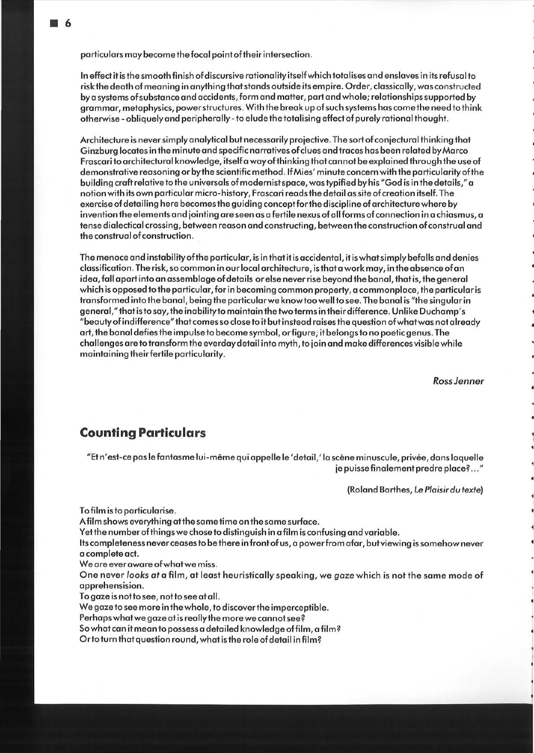particulars may become the focal point of their intersection.

In effect it is the smooth finish of discursive rationality itself which totalises and enslaves in its refusal to risk the death of meaning in anything that stands outside its empire. Order, classically, was constructed by a systems of substance and accidents, form and matter, part and whole; relationships supported by grammar, metaphysics, power structures. With the break up of such systems has come the need to think otherwise - obliquely and peripherally - to elude the totalising effect of purely rational thought.

Architecture is never simply analytical but necessarily projective. The sort of conjectural thinking that Ginzburg locates in the minute and specific narratives of clues and traces has been related by Marco Frascari to architectural knowledge, itself a way of thinking that cannot be explained through the use of demonstrative reasoning or by the scientific method. If Mies' minute concern with the particularity of the building craft relative to the universals of modernist space, was typified by his "God is in the details," a notion with its own particular micro-history, Frascari reads the detail as site of creation itself. The exercise of detailing here becomes the guiding concept for the discipline of architecture where by invention the elements and jointing are seen as a fertile nexus of all forms of connection in a chiasmus, a tense dialectical crossing, between reason and constructing, between the construction of construal and the construal of construction.

The menace and instability of the particular, is in that it is accidental, it is what simply befalls and denies classification. The risk, so common in our local architecture, is that a work may, in the absence of an idea, fall apart into an assemblage of details or else never rise beyond the banal, that is, the general which is opposed to the particular, for in becoming common property, a commonplace, the particular is transformed into the banal, being the particular we know too well to see. The banal is "the singular in general," that is to say, the inability to maintain the two terms in their difference. Unlike Duchamp's "beauty of indifference" that comes so close to it but instead raises the question of what was not already art, the banal defies the impulse to become symbol, or figure; it belongs to no poetic genus. The challenges are to transform the everday detail into myth, to join and make differences visible while maintaining their fertile particularity.

*Ross Jenner*

## Counting Particulars

"Et n'est-ce pas le fantasme lui-même qui appelle le 'detail,' la scène minuscule, privée, dans laquelle je puisse finalement predre place?..."

(Roland Barthes, *Le Plaisir du texte*)

To film is to particularise.
A film shows everything at the same time on the same surface.
Yet the number of things we chose to distinguish in a film is confusing and variable.
Its completeness never ceases to be there in front of us, a power from afar, but viewing is somehow never a complete act.
We are ever aware of what we miss.
One never *looks at* a film, at least heuristically speaking, we *gaze* which is not the same mode of apprehensision.
To gaze is not to see, not to see at all.
We gaze to see more in the whole, to discover the imperceptible.
Perhaps what we gaze at is really the more we cannot see?
So what can it mean to possess a detailed knowledge of film, a film?
Or to turn that question round, what is the role of detail in film?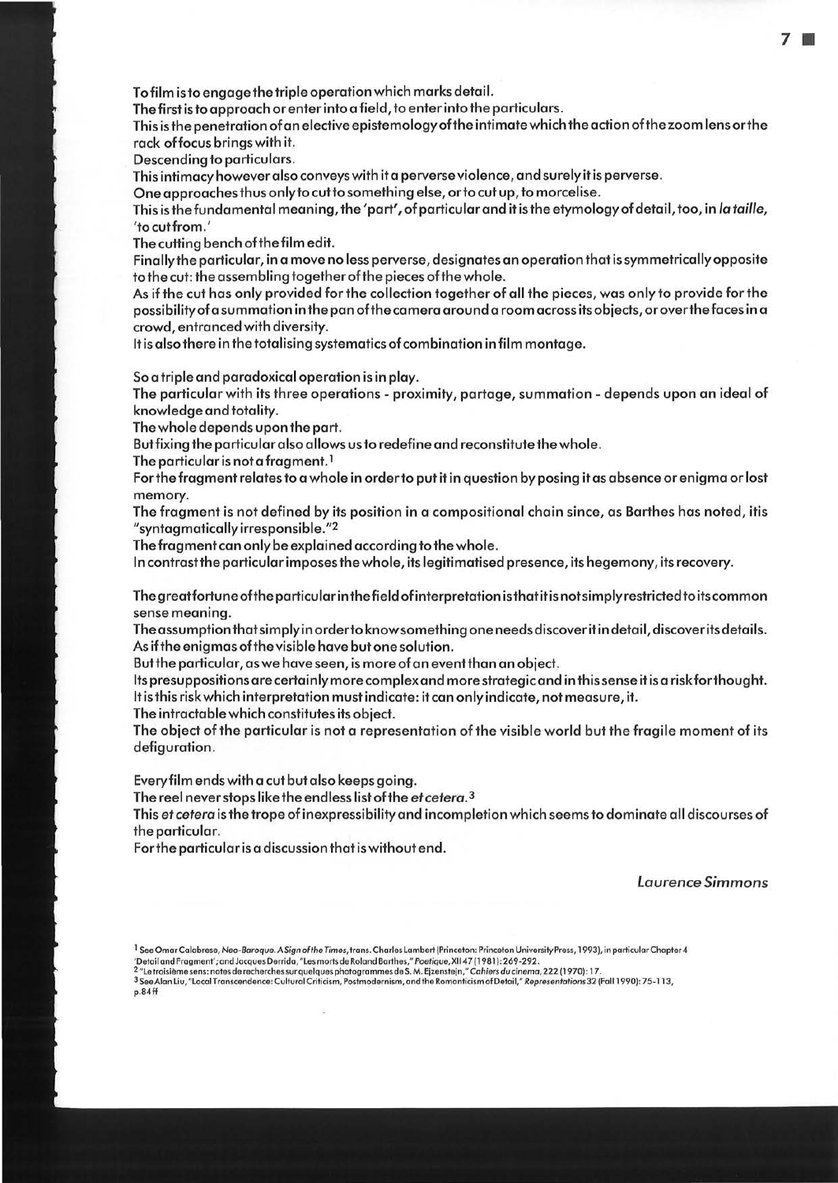To film is to engage the triple operation which marks detail.

The first is to approach or enter into a field, to enter into the particulars.

This is the penetration of an elective epistemology of the intimate which the action of the zoom lens or the rack of focus brings with it.

Descending to particulars.

This intimacy however also conveys with it a perverse violence, and surely it is perverse.

One approaches thus only to cut to something else, or to cut up, to morcelise.

This is the fundamental meaning, the 'part', of particular and it is the etymology of detail, too, in *la taille*, 'to cut from.'

The cutting bench of the film edit.

Finally the particular, in a move no less perverse, designates an operation that is symmetrically opposite to the cut: the assembling together of the pieces of the whole.

As if the cut has only provided for the collection together of all the pieces, was only to provide for the possibility of a summation in the pan of the camera around a room across its objects, or over the faces in a crowd, entranced with diversity.

It is also there in the totalising systematics of combination in film montage.

So a triple and paradoxical operation is in play.

The particular with its three operations - proximity, partage, summation - depends upon an ideal of knowledge and totality.

The whole depends upon the part.

But fixing the particular also allows us to redefine and reconstitute the whole.

The particular is not a fragment.[1]

For the fragment relates to a whole in order to put it in question by posing it as absence or enigma or lost memory.

The fragment is not defined by its position in a compositional chain since, as Barthes has noted, it is "syntagmatically irresponsible."[2]

The fragment can only be explained according to the whole.

In contrast the particular imposes the whole, its legitimatised presence, its hegemony, its recovery.

The great fortune of the particular in the field of interpretation is that it is not simply restricted to its common sense meaning.

The assumption that simply in order to know something one needs discover it in detail, discover its details.

As if the enigmas of the visible have but one solution.

But the particular, as we have seen, is more of an event than an object.

Its presuppositions are certainly more complex and more strategic and in this sense it is a risk for thought.

It is this risk which interpretation must indicate: it can only indicate, not measure, it.

The intractable which constitutes its object.

The object of the particular is not a representation of the visible world but the fragile moment of its defiguration.

Every film ends with a cut but also keeps going.

The reel never stops like the endless list of the *et cetera*.[3]

This *et cetera* is the trope of inexpressibility and incompletion which seems to dominate all discourses of the particular.

For the particular is a discussion that is without end.

*Laurence Simmons*

[1] See Omar Calabrese, *Neo-Baroque. A Sign of the Times*, trans. Charles Lambert (Princeton: Princeton University Press, 1993), in particular Chapter 4 'Detail and Fragment'; and Jacques Derrida, "Les morts de Roland Barthes," *Poetique*, XII 47 (1981): 269-292.

[2] "Le troisième sens: notes de recherches sur quelques photogrammes de S. M. Ejzenstejn," *Cahiers du cinema*, 222 (1970): 17.

[3] See Alan Liu, "Local Transcendence: Cultural Criticism, Postmodernism, and the Romanticism of Detail," *Representations* 32 (Fall 1990): 75-113, p.84 ff